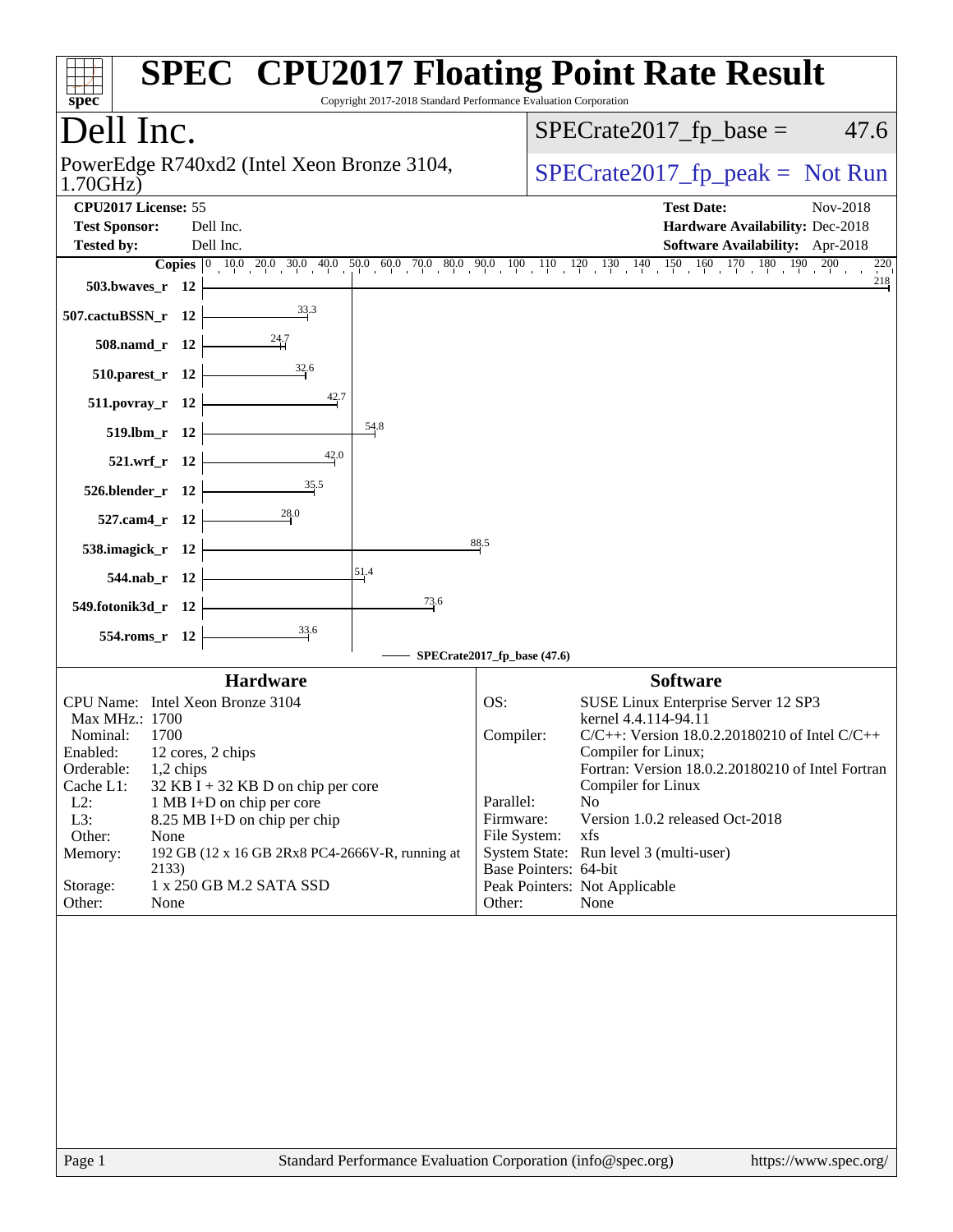# SPEC CPU2017 Floating Point Rate Result

Copyright 2017-2018 Standard Performance Evaluation Corporation

## Dell Inc.

PowerEdge R740xd2 (Intel Xeon Bronze 3104, 1.70GHz)

SPECrate2017_fp_base = 47.6

SPECrate2017_fp_peak = Not Run

**CPU2017 License:** 55
**Test Sponsor:** Dell Inc.
**Tested by:** Dell Inc.

**Test Date:** Nov-2018
**Hardware Availability:** Dec-2018
**Software Availability:** Apr-2018

| Benchmark | Copies | Base Ratio |
|---|---|---|
| 503.bwaves_r | 12 | 218 |
| 507.cactuBSSN_r | 12 | 33.3 |
| 508.namd_r | 12 | 24.7 |
| 510.parest_r | 12 | 32.6 |
| 511.povray_r | 12 | 42.7 |
| 519.lbm_r | 12 | 54.8 |
| 521.wrf_r | 12 | 42.0 |
| 526.blender_r | 12 | 35.5 |
| 527.cam4_r | 12 | 28.0 |
| 538.imagick_r | 12 | 88.5 |
| 544.nab_r | 12 | 51.4 |
| 549.fotonik3d_r | 12 | 73.6 |
| 554.roms_r | 12 | 33.6 |

SPECrate2017_fp_base (47.6)

### Hardware

| | |
|---|---|
| CPU Name: | Intel Xeon Bronze 3104 |
| Max MHz.: | 1700 |
| Nominal: | 1700 |
| Enabled: | 12 cores, 2 chips |
| Orderable: | 1,2 chips |
| Cache L1: | 32 KB I + 32 KB D on chip per core |
| L2: | 1 MB I+D on chip per core |
| L3: | 8.25 MB I+D on chip per chip |
| Other: | None |
| Memory: | 192 GB (12 x 16 GB 2Rx8 PC4-2666V-R, running at 2133) |
| Storage: | 1 x 250 GB M.2 SATA SSD |
| Other: | None |

### Software

| | |
|---|---|
| OS: | SUSE Linux Enterprise Server 12 SP3 kernel 4.4.114-94.11 |
| Compiler: | C/C++: Version 18.0.2.20180210 of Intel C/C++ Compiler for Linux; Fortran: Version 18.0.2.20180210 of Intel Fortran Compiler for Linux |
| Parallel: | No |
| Firmware: | Version 1.0.2 released Oct-2018 |
| File System: | xfs |
| System State: | Run level 3 (multi-user) |
| Base Pointers: | 64-bit |
| Peak Pointers: | Not Applicable |
| Other: | None |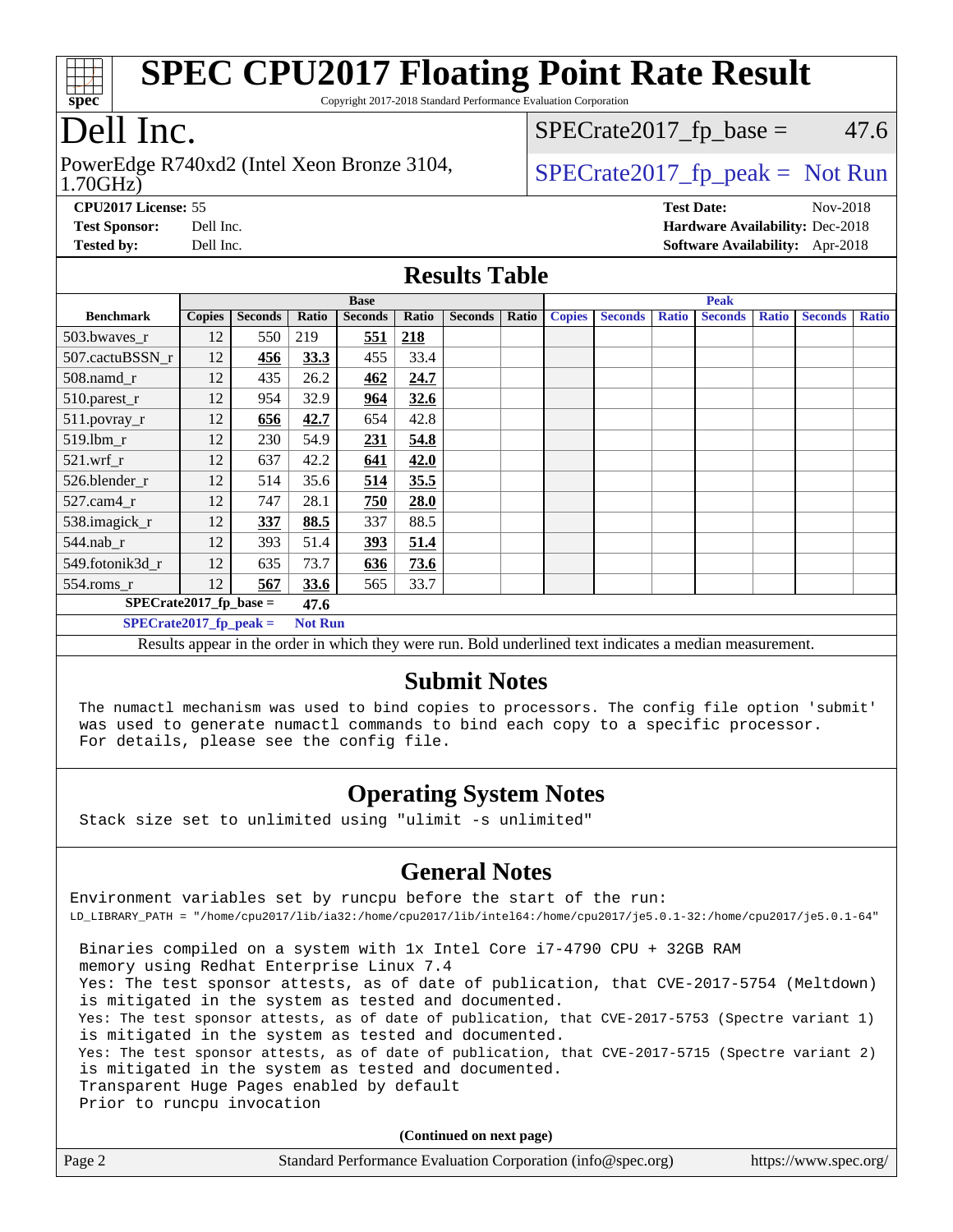# SPEC CPU2017 Floating Point Rate Result

Copyright 2017-2018 Standard Performance Evaluation Corporation

# Dell Inc.

PowerEdge R740xd2 (Intel Xeon Bronze 3104, 1.70GHz)

SPECrate2017_fp_base = 47.6

SPECrate2017_fp_peak = Not Run

**CPU2017 License:** 55
**Test Sponsor:** Dell Inc.
**Tested by:** Dell Inc.

**Test Date:** Nov-2018
**Hardware Availability:** Dec-2018
**Software Availability:** Apr-2018

## Results Table

| Benchmark | Base | | | | | | | Peak | | | | | | |
|---|---|---|---|---|---|---|---|---|---|---|---|---|---|---|
| | Copies | Seconds | Ratio | Seconds | Ratio | Seconds | Ratio | Copies | Seconds | Ratio | Seconds | Ratio | Seconds | Ratio |
| 503.bwaves_r | 12 | 550 | 219 | **551** | **218** | | | | | | | | | |
| 507.cactuBSSN_r | 12 | **456** | **33.3** | 455 | 33.4 | | | | | | | | | |
| 508.namd_r | 12 | 435 | 26.2 | **462** | **24.7** | | | | | | | | | |
| 510.parest_r | 12 | 954 | 32.9 | **964** | **32.6** | | | | | | | | | |
| 511.povray_r | 12 | **656** | **42.7** | 654 | 42.8 | | | | | | | | | |
| 519.lbm_r | 12 | 230 | 54.9 | **231** | **54.8** | | | | | | | | | |
| 521.wrf_r | 12 | 637 | 42.2 | **641** | **42.0** | | | | | | | | | |
| 526.blender_r | 12 | 514 | 35.6 | **514** | **35.5** | | | | | | | | | |
| 527.cam4_r | 12 | 747 | 28.1 | **750** | **28.0** | | | | | | | | | |
| 538.imagick_r | 12 | **337** | **88.5** | 337 | 88.5 | | | | | | | | | |
| 544.nab_r | 12 | 393 | 51.4 | **393** | **51.4** | | | | | | | | | |
| 549.fotonik3d_r | 12 | 635 | 73.7 | **636** | **73.6** | | | | | | | | | |
| 554.roms_r | 12 | **567** | **33.6** | 565 | 33.7 | | | | | | | | | |

**SPECrate2017_fp_base = 47.6**

**SPECrate2017_fp_peak = Not Run**

Results appear in the order in which they were run. Bold underlined text indicates a median measurement.

## Submit Notes

The numactl mechanism was used to bind copies to processors. The config file option 'submit' was used to generate numactl commands to bind each copy to a specific processor. For details, please see the config file.

## Operating System Notes

Stack size set to unlimited using "ulimit -s unlimited"

## General Notes

Environment variables set by runcpu before the start of the run:
LD_LIBRARY_PATH = "/home/cpu2017/lib/ia32:/home/cpu2017/lib/intel64:/home/cpu2017/je5.0.1-32:/home/cpu2017/je5.0.1-64"

Binaries compiled on a system with 1x Intel Core i7-4790 CPU + 32GB RAM memory using Redhat Enterprise Linux 7.4
Yes: The test sponsor attests, as of date of publication, that CVE-2017-5754 (Meltdown) is mitigated in the system as tested and documented.
Yes: The test sponsor attests, as of date of publication, that CVE-2017-5753 (Spectre variant 1) is mitigated in the system as tested and documented.
Yes: The test sponsor attests, as of date of publication, that CVE-2017-5715 (Spectre variant 2) is mitigated in the system as tested and documented.
Transparent Huge Pages enabled by default
Prior to runcpu invocation

**(Continued on next page)**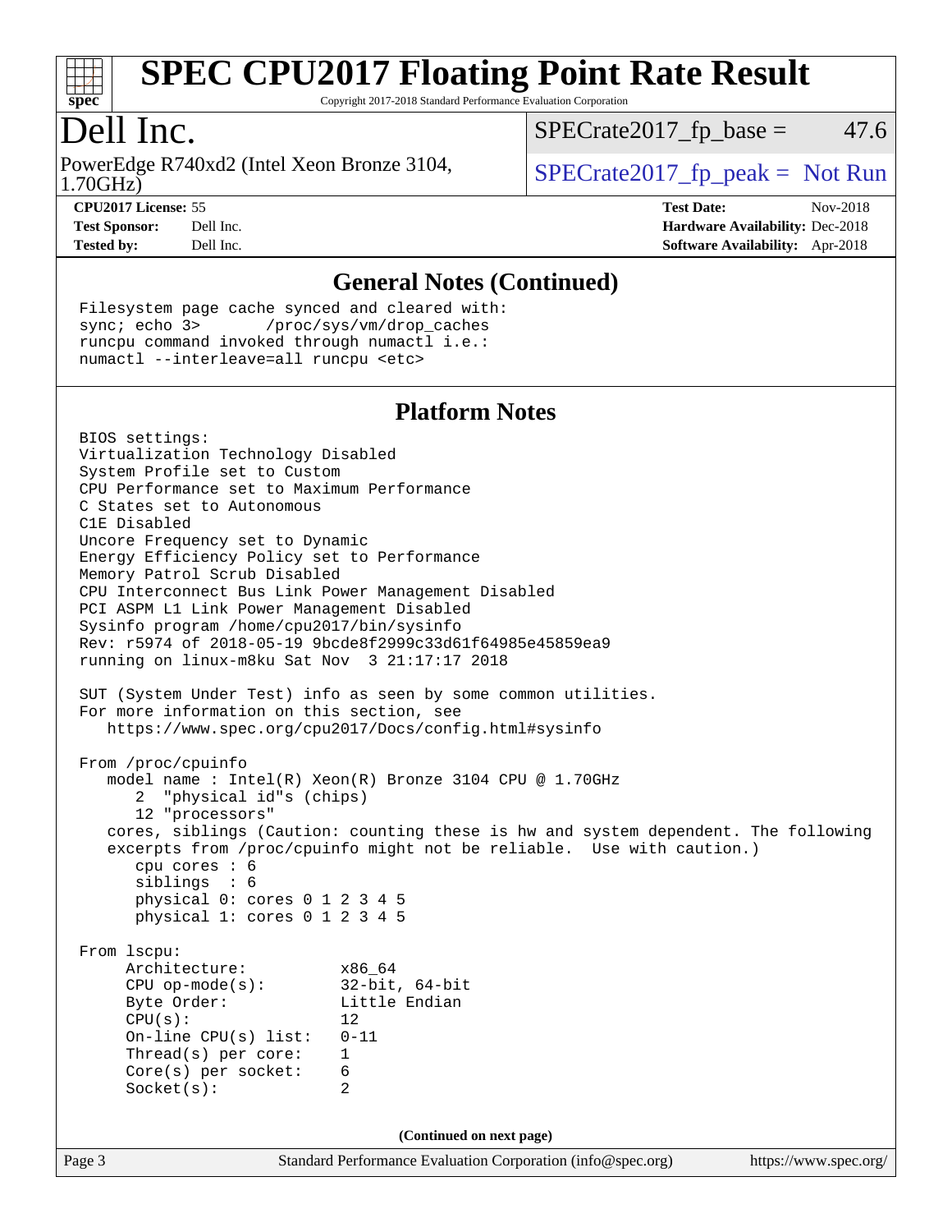# SPEC CPU2017 Floating Point Rate Result

Copyright 2017-2018 Standard Performance Evaluation Corporation

# Dell Inc.

PowerEdge R740xd2 (Intel Xeon Bronze 3104, 1.70GHz)

SPECrate2017_fp_base = 47.6

SPECrate2017_fp_peak = Not Run

**CPU2017 License:** 55
**Test Sponsor:** Dell Inc.
**Tested by:** Dell Inc.

**Test Date:** Nov-2018
**Hardware Availability:** Dec-2018
**Software Availability:** Apr-2018

## General Notes (Continued)

```
Filesystem page cache synced and cleared with:
sync; echo 3>       /proc/sys/vm/drop_caches
runcpu command invoked through numactl i.e.:
numactl --interleave=all runcpu <etc>
```

## Platform Notes

```
BIOS settings:
Virtualization Technology Disabled
System Profile set to Custom
CPU Performance set to Maximum Performance
C States set to Autonomous
C1E Disabled
Uncore Frequency set to Dynamic
Energy Efficiency Policy set to Performance
Memory Patrol Scrub Disabled
CPU Interconnect Bus Link Power Management Disabled
PCI ASPM L1 Link Power Management Disabled
Sysinfo program /home/cpu2017/bin/sysinfo
Rev: r5974 of 2018-05-19 9bcde8f2999c33d61f64985e45859ea9
running on linux-m8ku Sat Nov  3 21:17:17 2018

SUT (System Under Test) info as seen by some common utilities.
For more information on this section, see
   https://www.spec.org/cpu2017/Docs/config.html#sysinfo

From /proc/cpuinfo
   model name : Intel(R) Xeon(R) Bronze 3104 CPU @ 1.70GHz
      2  "physical id"s (chips)
      12 "processors"
   cores, siblings (Caution: counting these is hw and system dependent. The following
   excerpts from /proc/cpuinfo might not be reliable.  Use with caution.)
      cpu cores : 6
      siblings  : 6
      physical 0: cores 0 1 2 3 4 5
      physical 1: cores 0 1 2 3 4 5

From lscpu:
     Architecture:          x86_64
     CPU op-mode(s):        32-bit, 64-bit
     Byte Order:            Little Endian
     CPU(s):                12
     On-line CPU(s) list:   0-11
     Thread(s) per core:    1
     Core(s) per socket:    6
     Socket(s):             2
```

**(Continued on next page)**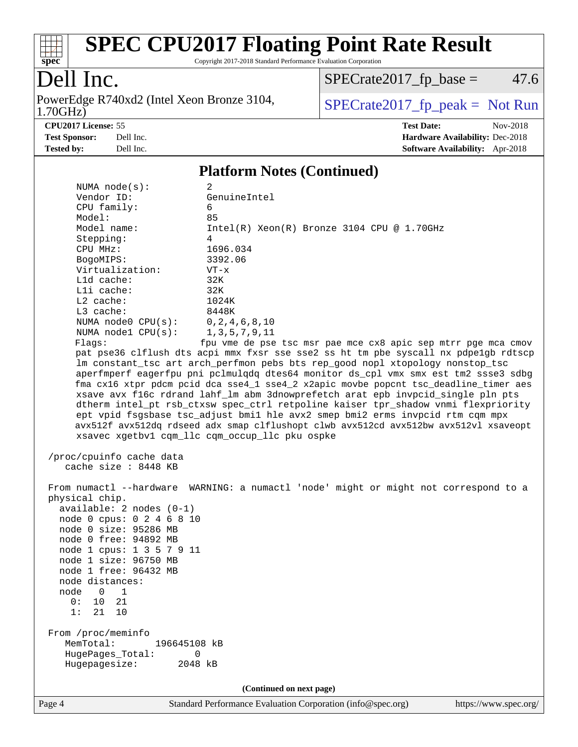## Platform Notes (Continued)

```
     NUMA node(s):          2
     Vendor ID:             GenuineIntel
     CPU family:            6
     Model:                 85
     Model name:            Intel(R) Xeon(R) Bronze 3104 CPU @ 1.70GHz
     Stepping:              4
     CPU MHz:               1696.034
     BogoMIPS:              3392.06
     Virtualization:        VT-x
     L1d cache:             32K
     L1i cache:             32K
     L2 cache:              1024K
     L3 cache:              8448K
     NUMA node0 CPU(s):     0,2,4,6,8,10
     NUMA node1 CPU(s):     1,3,5,7,9,11
     Flags:                 fpu vme de pse tsc msr pae mce cx8 apic sep mtrr pge mca cmov
     pat pse36 clflush dts acpi mmx fxsr sse sse2 ss ht tm pbe syscall nx pdpe1gb rdtscp
     lm constant_tsc art arch_perfmon pebs bts rep_good nopl xtopology nonstop_tsc
     aperfmperf eagerfpu pni pclmulqdq dtes64 monitor ds_cpl vmx smx est tm2 ssse3 sdbg
     fma cx16 xtpr pdcm pcid dca sse4_1 sse4_2 x2apic movbe popcnt tsc_deadline_timer aes
     xsave avx f16c rdrand lahf_lm abm 3dnowprefetch arat epb invpcid_single pln pts
     dtherm intel_pt rsb_ctxsw spec_ctrl retpoline kaiser tpr_shadow vnmi flexpriority
     ept vpid fsgsbase tsc_adjust bmi1 hle avx2 smep bmi2 erms invpcid rtm cqm mpx
     avx512f avx512dq rdseed adx smap clflushopt clwb avx512cd avx512bw avx512vl xsaveopt
     xsavec xgetbv1 cqm_llc cqm_occup_llc pku ospke

 /proc/cpuinfo cache data
    cache size : 8448 KB

 From numactl --hardware  WARNING: a numactl 'node' might or might not correspond to a
 physical chip.
   available: 2 nodes (0-1)
   node 0 cpus: 0 2 4 6 8 10
   node 0 size: 95286 MB
   node 0 free: 94892 MB
   node 1 cpus: 1 3 5 7 9 11
   node 1 size: 96750 MB
   node 1 free: 96432 MB
   node distances:
   node   0   1
     0:  10  21
     1:  21  10

 From /proc/meminfo
    MemTotal:       196645108 kB
    HugePages_Total:       0
    Hugepagesize:       2048 kB
```

(Continued on next page)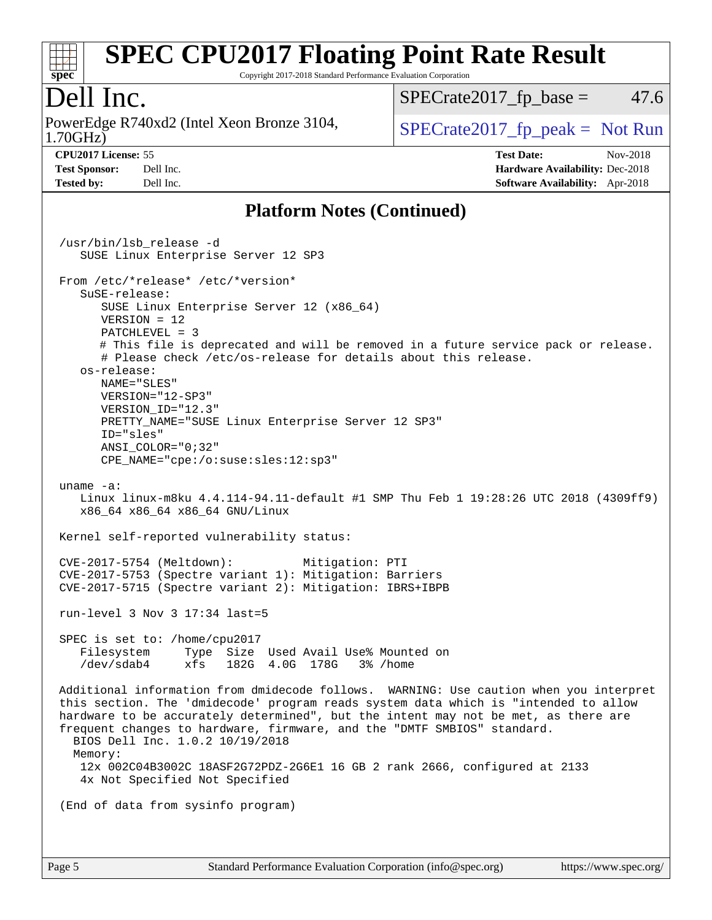## Platform Notes (Continued)

```
/usr/bin/lsb_release -d
   SUSE Linux Enterprise Server 12 SP3

From /etc/*release* /etc/*version*
   SuSE-release:
      SUSE Linux Enterprise Server 12 (x86_64)
      VERSION = 12
      PATCHLEVEL = 3
      # This file is deprecated and will be removed in a future service pack or release.
      # Please check /etc/os-release for details about this release.
   os-release:
      NAME="SLES"
      VERSION="12-SP3"
      VERSION_ID="12.3"
      PRETTY_NAME="SUSE Linux Enterprise Server 12 SP3"
      ID="sles"
      ANSI_COLOR="0;32"
      CPE_NAME="cpe:/o:suse:sles:12:sp3"

uname -a:
   Linux linux-m8ku 4.4.114-94.11-default #1 SMP Thu Feb 1 19:28:26 UTC 2018 (4309ff9)
   x86_64 x86_64 x86_64 GNU/Linux

Kernel self-reported vulnerability status:

CVE-2017-5754 (Meltdown):          Mitigation: PTI
CVE-2017-5753 (Spectre variant 1): Mitigation: Barriers
CVE-2017-5715 (Spectre variant 2): Mitigation: IBRS+IBPB

run-level 3 Nov 3 17:34 last=5

SPEC is set to: /home/cpu2017
   Filesystem     Type  Size  Used Avail Use% Mounted on
   /dev/sdab4     xfs   182G  4.0G  178G   3% /home

Additional information from dmidecode follows.  WARNING: Use caution when you interpret
this section. The 'dmidecode' program reads system data which is "intended to allow
hardware to be accurately determined", but the intent may not be met, as there are
frequent changes to hardware, firmware, and the "DMTF SMBIOS" standard.
  BIOS Dell Inc. 1.0.2 10/19/2018
  Memory:
   12x 002C04B3002C 18ASF2G72PDZ-2G6E1 16 GB 2 rank 2666, configured at 2133
   4x Not Specified Not Specified

(End of data from sysinfo program)
```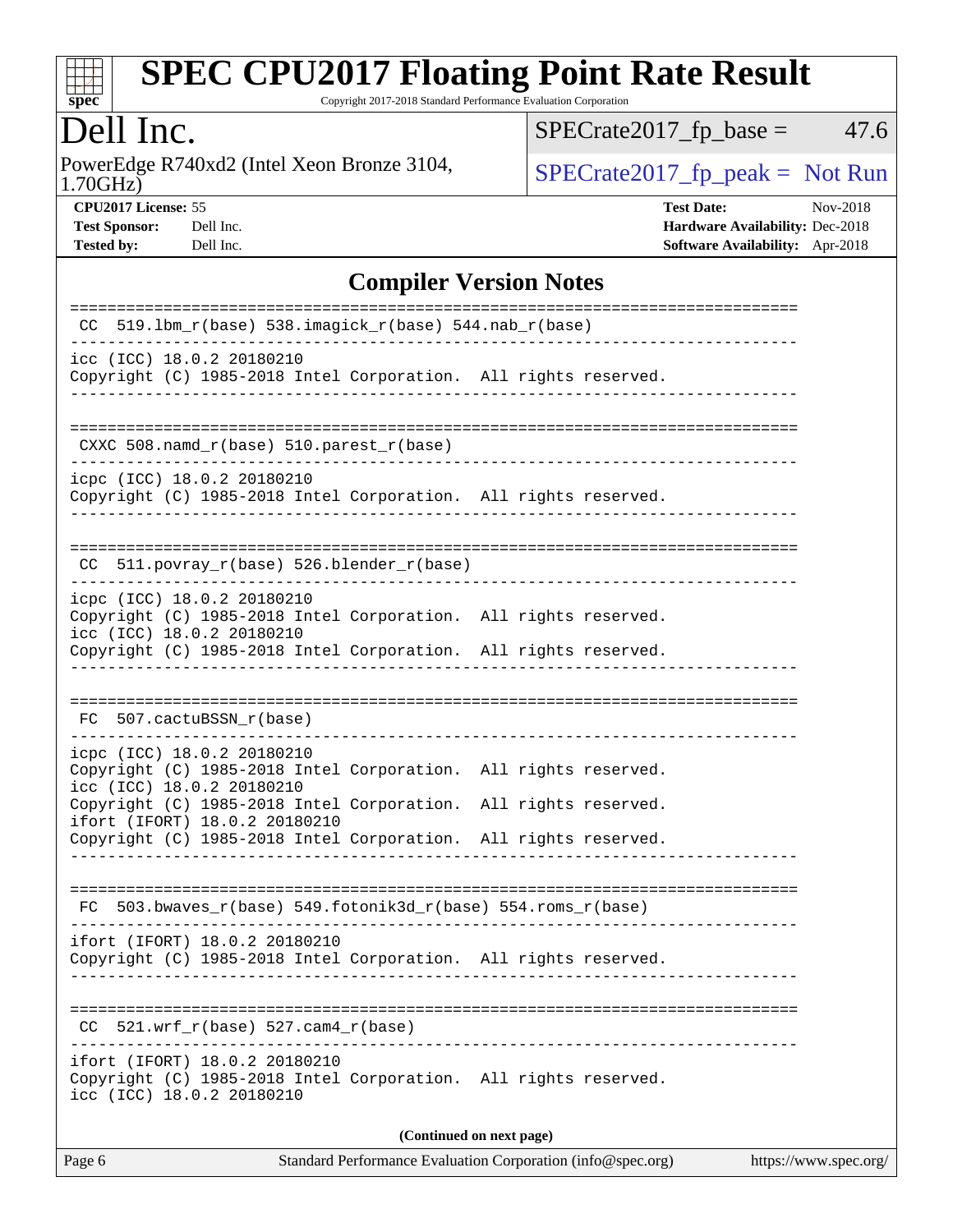# SPEC CPU2017 Floating Point Rate Result

Copyright 2017-2018 Standard Performance Evaluation Corporation

## Dell Inc.

PowerEdge R740xd2 (Intel Xeon Bronze 3104, 1.70GHz)

SPECrate2017_fp_base = 47.6

SPECrate2017_fp_peak = Not Run

**CPU2017 License:** 55
**Test Sponsor:** Dell Inc.
**Tested by:** Dell Inc.

**Test Date:** Nov-2018
**Hardware Availability:** Dec-2018
**Software Availability:** Apr-2018

## Compiler Version Notes

```
==============================================================================
 CC  519.lbm_r(base) 538.imagick_r(base) 544.nab_r(base)
------------------------------------------------------------------------------
icc (ICC) 18.0.2 20180210
Copyright (C) 1985-2018 Intel Corporation.  All rights reserved.
------------------------------------------------------------------------------

==============================================================================
 CXXC 508.namd_r(base) 510.parest_r(base)
------------------------------------------------------------------------------
icpc (ICC) 18.0.2 20180210
Copyright (C) 1985-2018 Intel Corporation.  All rights reserved.
------------------------------------------------------------------------------

==============================================================================
 CC  511.povray_r(base) 526.blender_r(base)
------------------------------------------------------------------------------
icpc (ICC) 18.0.2 20180210
Copyright (C) 1985-2018 Intel Corporation.  All rights reserved.
icc (ICC) 18.0.2 20180210
Copyright (C) 1985-2018 Intel Corporation.  All rights reserved.
------------------------------------------------------------------------------

==============================================================================
 FC  507.cactuBSSN_r(base)
------------------------------------------------------------------------------
icpc (ICC) 18.0.2 20180210
Copyright (C) 1985-2018 Intel Corporation.  All rights reserved.
icc (ICC) 18.0.2 20180210
Copyright (C) 1985-2018 Intel Corporation.  All rights reserved.
ifort (IFORT) 18.0.2 20180210
Copyright (C) 1985-2018 Intel Corporation.  All rights reserved.
------------------------------------------------------------------------------

==============================================================================
 FC  503.bwaves_r(base) 549.fotonik3d_r(base) 554.roms_r(base)
------------------------------------------------------------------------------
ifort (IFORT) 18.0.2 20180210
Copyright (C) 1985-2018 Intel Corporation.  All rights reserved.
------------------------------------------------------------------------------

==============================================================================
 CC  521.wrf_r(base) 527.cam4_r(base)
------------------------------------------------------------------------------
ifort (IFORT) 18.0.2 20180210
Copyright (C) 1985-2018 Intel Corporation.  All rights reserved.
icc (ICC) 18.0.2 20180210
```

**(Continued on next page)**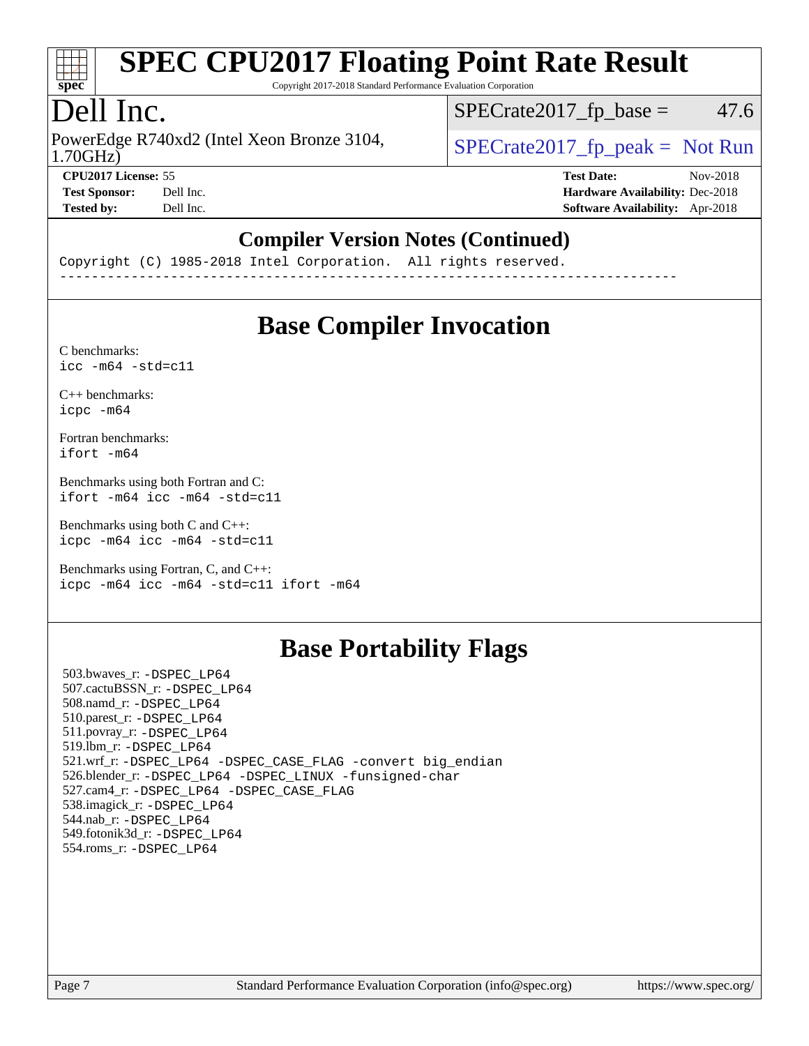## Compiler Version Notes (Continued)

```
Copyright (C) 1985-2018 Intel Corporation.  All rights reserved.
------------------------------------------------------------------------------
```

## Base Compiler Invocation

C benchmarks:
`icc -m64 -std=c11`

C++ benchmarks:
`icpc -m64`

Fortran benchmarks:
`ifort -m64`

Benchmarks using both Fortran and C:
`ifort -m64 icc -m64 -std=c11`

Benchmarks using both C and C++:
`icpc -m64 icc -m64 -std=c11`

Benchmarks using Fortran, C, and C++:
`icpc -m64 icc -m64 -std=c11 ifort -m64`

## Base Portability Flags

503.bwaves_r: -DSPEC_LP64
507.cactuBSSN_r: -DSPEC_LP64
508.namd_r: -DSPEC_LP64
510.parest_r: -DSPEC_LP64
511.povray_r: -DSPEC_LP64
519.lbm_r: -DSPEC_LP64
521.wrf_r: -DSPEC_LP64 -DSPEC_CASE_FLAG -convert big_endian
526.blender_r: -DSPEC_LP64 -DSPEC_LINUX -funsigned-char
527.cam4_r: -DSPEC_LP64 -DSPEC_CASE_FLAG
538.imagick_r: -DSPEC_LP64
544.nab_r: -DSPEC_LP64
549.fotonik3d_r: -DSPEC_LP64
554.roms_r: -DSPEC_LP64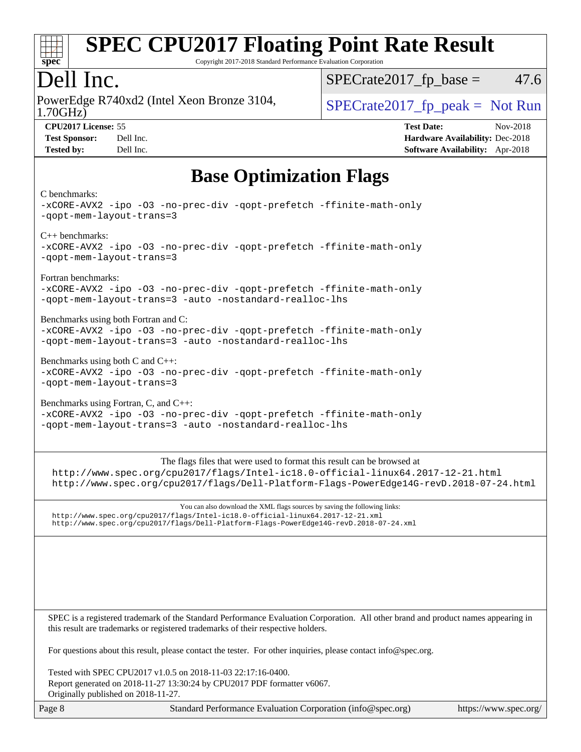# Base Optimization Flags

C benchmarks:
```
-xCORE-AVX2 -ipo -O3 -no-prec-div -qopt-prefetch -ffinite-math-only
-qopt-mem-layout-trans=3
```

C++ benchmarks:
```
-xCORE-AVX2 -ipo -O3 -no-prec-div -qopt-prefetch -ffinite-math-only
-qopt-mem-layout-trans=3
```

Fortran benchmarks:
```
-xCORE-AVX2 -ipo -O3 -no-prec-div -qopt-prefetch -ffinite-math-only
-qopt-mem-layout-trans=3 -auto -nostandard-realloc-lhs
```

Benchmarks using both Fortran and C:
```
-xCORE-AVX2 -ipo -O3 -no-prec-div -qopt-prefetch -ffinite-math-only
-qopt-mem-layout-trans=3 -auto -nostandard-realloc-lhs
```

Benchmarks using both C and C++:
```
-xCORE-AVX2 -ipo -O3 -no-prec-div -qopt-prefetch -ffinite-math-only
-qopt-mem-layout-trans=3
```

Benchmarks using Fortran, C, and C++:
```
-xCORE-AVX2 -ipo -O3 -no-prec-div -qopt-prefetch -ffinite-math-only
-qopt-mem-layout-trans=3 -auto -nostandard-realloc-lhs
```

The flags files that were used to format this result can be browsed at
http://www.spec.org/cpu2017/flags/Intel-ic18.0-official-linux64.2017-12-21.html
http://www.spec.org/cpu2017/flags/Dell-Platform-Flags-PowerEdge14G-revD.2018-07-24.html

You can also download the XML flags sources by saving the following links:
http://www.spec.org/cpu2017/flags/Intel-ic18.0-official-linux64.2017-12-21.xml
http://www.spec.org/cpu2017/flags/Dell-Platform-Flags-PowerEdge14G-revD.2018-07-24.xml

SPEC is a registered trademark of the Standard Performance Evaluation Corporation. All other brand and product names appearing in this result are trademarks or registered trademarks of their respective holders.

For questions about this result, please contact the tester. For other inquiries, please contact info@spec.org.

Tested with SPEC CPU2017 v1.0.5 on 2018-11-03 22:17:16-0400.
Report generated on 2018-11-27 13:30:24 by CPU2017 PDF formatter v6067.
Originally published on 2018-11-27.